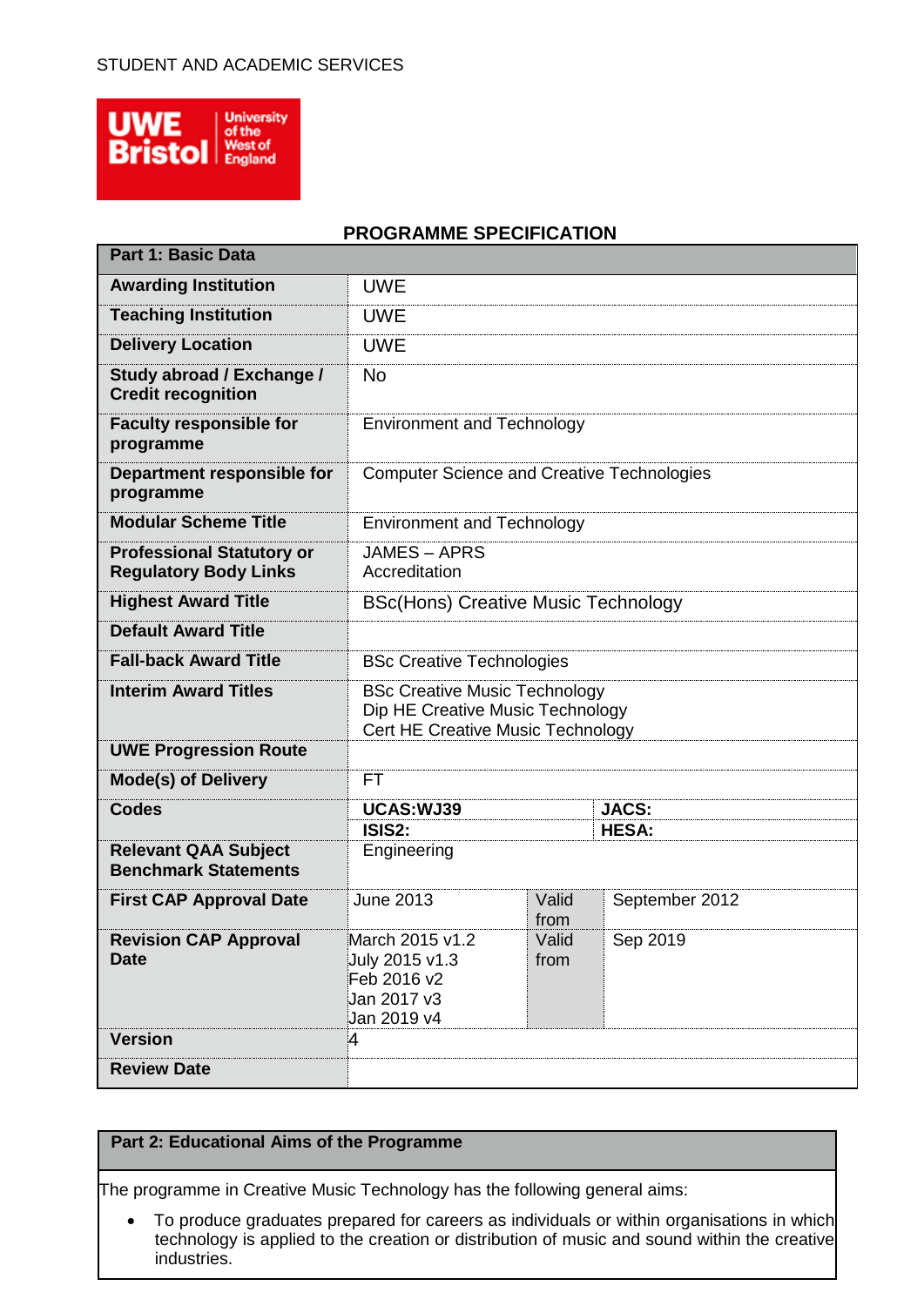STUDENT AND ACADEMIC SERVICES

UWE Bristol University of the West of England

## PROGRAMME SPECIFICATION

| **Part 1: Basic Data** | | | |
|---|---|---|---|
| **Awarding Institution** | UWE | | |
| **Teaching Institution** | UWE | | |
| **Delivery Location** | UWE | | |
| **Study abroad / Exchange / Credit recognition** | No | | |
| **Faculty responsible for programme** | Environment and Technology | | |
| **Department responsible for programme** | Computer Science and Creative Technologies | | |
| **Modular Scheme Title** | Environment and Technology | | |
| **Professional Statutory or Regulatory Body Links** | JAMES – APRS Accreditation | | |
| **Highest Award Title** | BSc(Hons) Creative Music Technology | | |
| **Default Award Title** | | | |
| **Fall-back Award Title** | BSc Creative Technologies | | |
| **Interim Award Titles** | BSc Creative Music Technology<br>Dip HE Creative Music Technology<br>Cert HE Creative Music Technology | | |
| **UWE Progression Route** | | | |
| **Mode(s) of Delivery** | FT | | |
| **Codes** | **UCAS:WJ39**<br>**ISIS2:** | **JACS:**<br>**HESA:** | |
| **Relevant QAA Subject Benchmark Statements** | Engineering | | |
| **First CAP Approval Date** | June 2013 | Valid from | September 2012 |
| **Revision CAP Approval Date** | March 2015 v1.2<br>July 2015 v1.3<br>Feb 2016 v2<br>Jan 2017 v3<br>Jan 2019 v4 | Valid from | Sep 2019 |
| **Version** | 4 | | |
| **Review Date** | | | |

## Part 2: Educational Aims of the Programme

The programme in Creative Music Technology has the following general aims:

- To produce graduates prepared for careers as individuals or within organisations in which technology is applied to the creation or distribution of music and sound within the creative industries.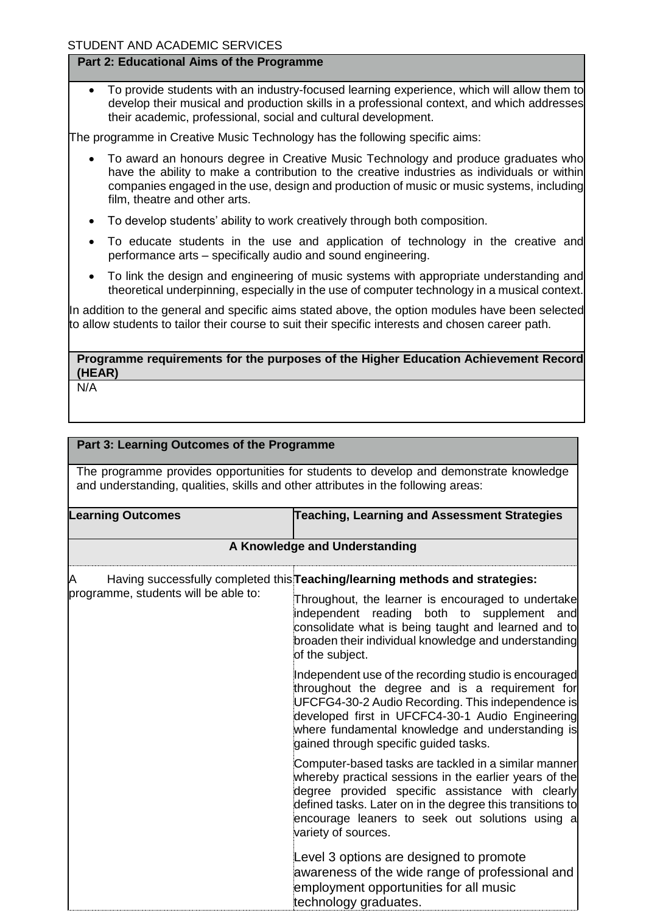STUDENT AND ACADEMIC SERVICES

**Part 2: Educational Aims of the Programme**

- To provide students with an industry-focused learning experience, which will allow them to develop their musical and production skills in a professional context, and which addresses their academic, professional, social and cultural development.

The programme in Creative Music Technology has the following specific aims:

- To award an honours degree in Creative Music Technology and produce graduates who have the ability to make a contribution to the creative industries as individuals or within companies engaged in the use, design and production of music or music systems, including film, theatre and other arts.
- To develop students' ability to work creatively through both composition.
- To educate students in the use and application of technology in the creative and performance arts – specifically audio and sound engineering.
- To link the design and engineering of music systems with appropriate understanding and theoretical underpinning, especially in the use of computer technology in a musical context.

In addition to the general and specific aims stated above, the option modules have been selected to allow students to tailor their course to suit their specific interests and chosen career path.

**Programme requirements for the purposes of the Higher Education Achievement Record (HEAR)**

N/A

**Part 3: Learning Outcomes of the Programme**

The programme provides opportunities for students to develop and demonstrate knowledge and understanding, qualities, skills and other attributes in the following areas:

| Learning Outcomes | Teaching, Learning and Assessment Strategies |
| --- | --- |
| **A Knowledge and Understanding** | |
| A Having successfully completed this programme, students will be able to: | **Teaching/learning methods and strategies:**<br><br>Throughout, the learner is encouraged to undertake independent reading both to supplement and consolidate what is being taught and learned and to broaden their individual knowledge and understanding of the subject.<br><br>Independent use of the recording studio is encouraged throughout the degree and is a requirement for UFCFG4-30-2 Audio Recording. This independence is developed first in UFCFC4-30-1 Audio Engineering where fundamental knowledge and understanding is gained through specific guided tasks.<br><br>Computer-based tasks are tackled in a similar manner whereby practical sessions in the earlier years of the degree provided specific assistance with clearly defined tasks. Later on in the degree this transitions to encourage leaners to seek out solutions using a variety of sources.<br><br>Level 3 options are designed to promote awareness of the wide range of professional and employment opportunities for all music technology graduates. |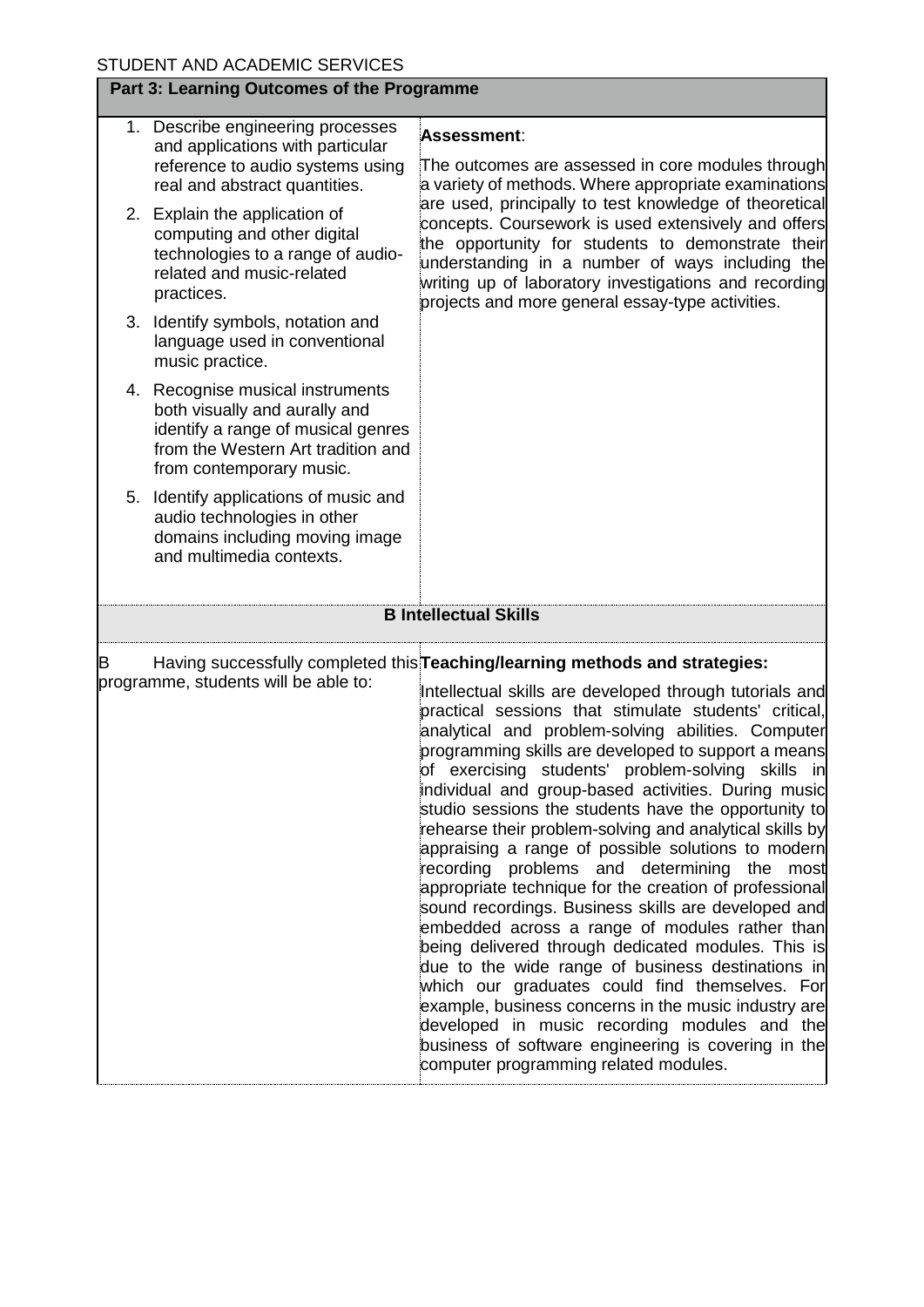STUDENT AND ACADEMIC SERVICES

| **Part 3: Learning Outcomes of the Programme** | |
|---|---|
| 1. Describe engineering processes and applications with particular reference to audio systems using real and abstract quantities.<br><br>2. Explain the application of computing and other digital technologies to a range of audio-related and music-related practices.<br><br>3. Identify symbols, notation and language used in conventional music practice.<br><br>4. Recognise musical instruments both visually and aurally and identify a range of musical genres from the Western Art tradition and from contemporary music.<br><br>5. Identify applications of music and audio technologies in other domains including moving image and multimedia contexts. | **Assessment**:<br><br>The outcomes are assessed in core modules through a variety of methods. Where appropriate examinations are used, principally to test knowledge of theoretical concepts. Coursework is used extensively and offers the opportunity for students to demonstrate their understanding in a number of ways including the writing up of laboratory investigations and recording projects and more general essay-type activities. |
| **B Intellectual Skills** | |
| B Having successfully completed this programme, students will be able to: | **Teaching/learning methods and strategies:**<br><br>Intellectual skills are developed through tutorials and practical sessions that stimulate students' critical, analytical and problem-solving abilities. Computer programming skills are developed to support a means of exercising students' problem-solving skills in individual and group-based activities. During music studio sessions the students have the opportunity to rehearse their problem-solving and analytical skills by appraising a range of possible solutions to modern recording problems and determining the most appropriate technique for the creation of professional sound recordings. Business skills are developed and embedded across a range of modules rather than being delivered through dedicated modules. This is due to the wide range of business destinations in which our graduates could find themselves. For example, business concerns in the music industry are developed in music recording modules and the business of software engineering is covering in the computer programming related modules. |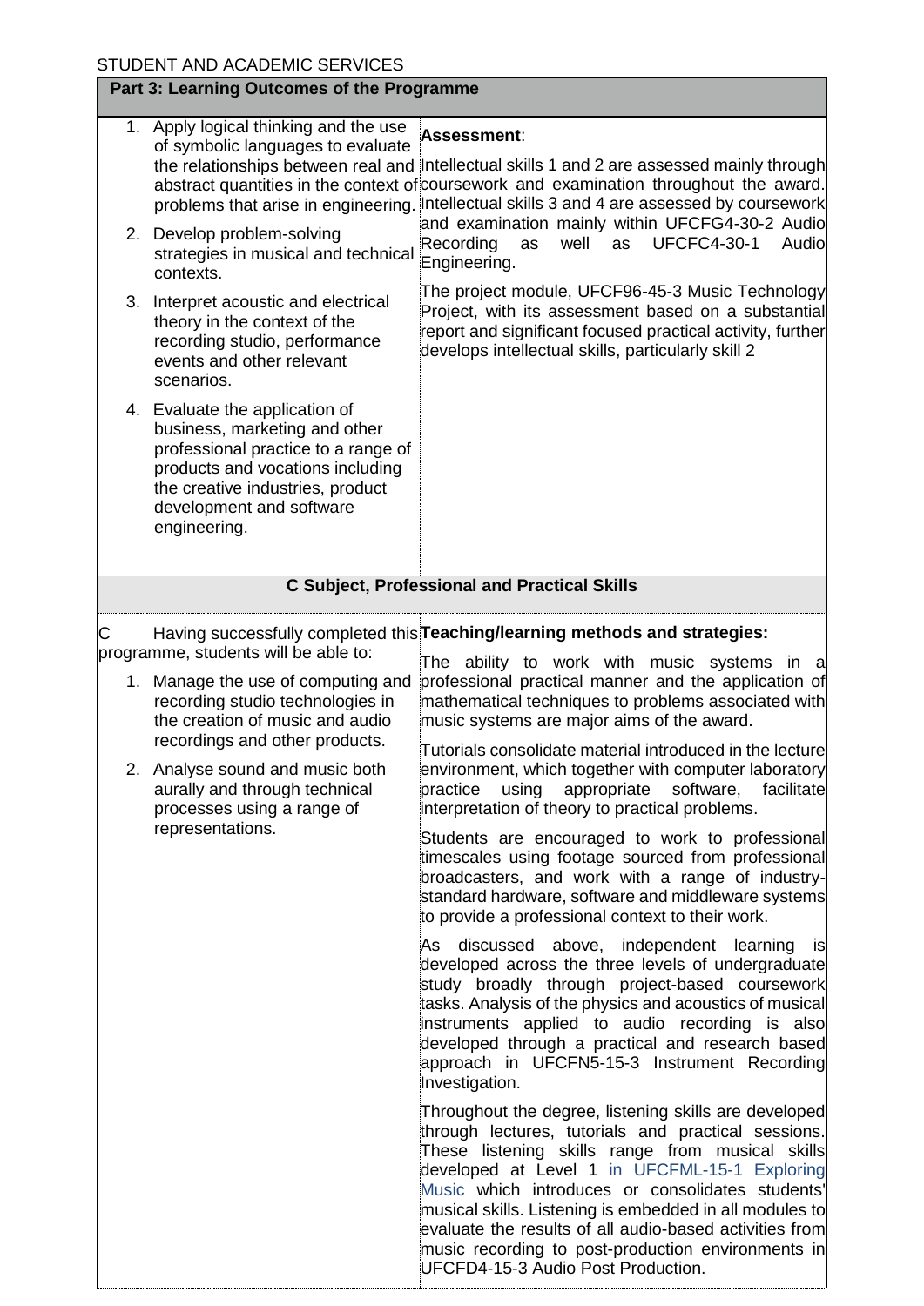STUDENT AND ACADEMIC SERVICES

| **Part 3: Learning Outcomes of the Programme** | |
|---|---|
| 1. Apply logical thinking and the use of symbolic languages to evaluate the relationships between real and abstract quantities in the context of problems that arise in engineering.<br>2. Develop problem-solving strategies in musical and technical contexts.<br>3. Interpret acoustic and electrical theory in the context of the recording studio, performance events and other relevant scenarios.<br>4. Evaluate the application of business, marketing and other professional practice to a range of products and vocations including the creative industries, product development and software engineering. | **Assessment**:<br>Intellectual skills 1 and 2 are assessed mainly through coursework and examination throughout the award. Intellectual skills 3 and 4 are assessed by coursework and examination mainly within UFCFG4-30-2 Audio Recording as well as UFCFC4-30-1 Audio Engineering.<br>The project module, UFCF96-45-3 Music Technology Project, with its assessment based on a substantial report and significant focused practical activity, further develops intellectual skills, particularly skill 2 |
| **C Subject, Professional and Practical Skills** | |
| C Having successfully completed this programme, students will be able to:<br>1. Manage the use of computing and recording studio technologies in the creation of music and audio recordings and other products.<br>2. Analyse sound and music both aurally and through technical processes using a range of representations. | **Teaching/learning methods and strategies:**<br>The ability to work with music systems in a professional practical manner and the application of mathematical techniques to problems associated with music systems are major aims of the award.<br>Tutorials consolidate material introduced in the lecture environment, which together with computer laboratory practice using appropriate software, facilitate interpretation of theory to practical problems.<br>Students are encouraged to work to professional timescales using footage sourced from professional broadcasters, and work with a range of industry-standard hardware, software and middleware systems to provide a professional context to their work.<br>As discussed above, independent learning is developed across the three levels of undergraduate study broadly through project-based coursework tasks. Analysis of the physics and acoustics of musical instruments applied to audio recording is also developed through a practical and research based approach in UFCFN5-15-3 Instrument Recording Investigation.<br>Throughout the degree, listening skills are developed through lectures, tutorials and practical sessions. These listening skills range from musical skills developed at Level 1 in UFCFML-15-1 Exploring Music which introduces or consolidates students' musical skills. Listening is embedded in all modules to evaluate the results of all audio-based activities from music recording to post-production environments in UFCFD4-15-3 Audio Post Production. |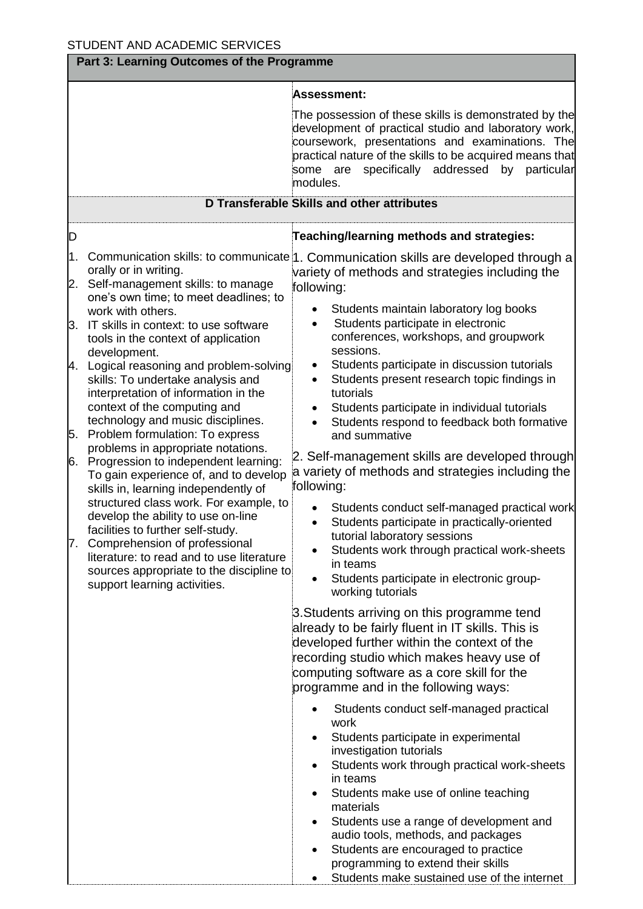STUDENT AND ACADEMIC SERVICES

**Part 3: Learning Outcomes of the Programme**

**Assessment:**

The possession of these skills is demonstrated by the development of practical studio and laboratory work, coursework, presentations and examinations. The practical nature of the skills to be acquired means that some are specifically addressed by particular modules.

**D Transferable Skills and other attributes**

D

1. Communication skills: to communicate orally or in writing.
2. Self-management skills: to manage one's own time; to meet deadlines; to work with others.
3. IT skills in context: to use software tools in the context of application development.
4. Logical reasoning and problem-solving skills: To undertake analysis and interpretation of information in the context of the computing and technology and music disciplines.
5. Problem formulation: To express problems in appropriate notations.
6. Progression to independent learning: To gain experience of, and to develop skills in, learning independently of structured class work. For example, to develop the ability to use on-line facilities to further self-study.
7. Comprehension of professional literature: to read and to use literature sources appropriate to the discipline to support learning activities.

**Teaching/learning methods and strategies:**

1. Communication skills are developed through a variety of methods and strategies including the following:

- Students maintain laboratory log books
- Students participate in electronic conferences, workshops, and groupwork sessions.
- Students participate in discussion tutorials
- Students present research topic findings in tutorials
- Students participate in individual tutorials
- Students respond to feedback both formative and summative

2. Self-management skills are developed through a variety of methods and strategies including the following:

- Students conduct self-managed practical work
- Students participate in practically-oriented tutorial laboratory sessions
- Students work through practical work-sheets in teams
- Students participate in electronic group-working tutorials

3. Students arriving on this programme tend already to be fairly fluent in IT skills. This is developed further within the context of the recording studio which makes heavy use of computing software as a core skill for the programme and in the following ways:

- Students conduct self-managed practical work
- Students participate in experimental investigation tutorials
- Students work through practical work-sheets in teams
- Students make use of online teaching materials
- Students use a range of development and audio tools, methods, and packages
- Students are encouraged to practice programming to extend their skills
- Students make sustained use of the internet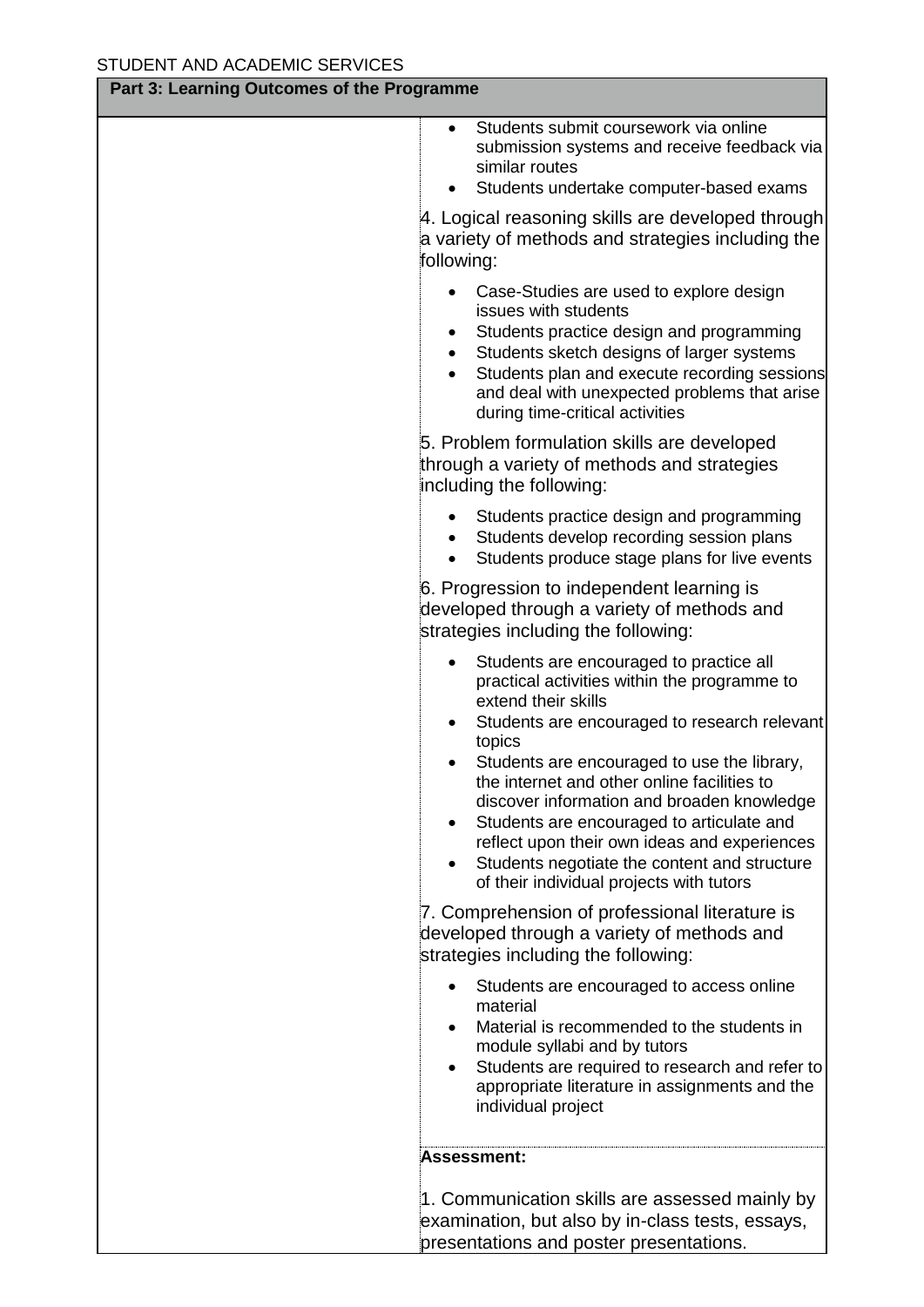STUDENT AND ACADEMIC SERVICES

**Part 3: Learning Outcomes of the Programme**

- Students submit coursework via online submission systems and receive feedback via similar routes
- Students undertake computer-based exams

4. Logical reasoning skills are developed through a variety of methods and strategies including the following:

- Case-Studies are used to explore design issues with students
- Students practice design and programming
- Students sketch designs of larger systems
- Students plan and execute recording sessions and deal with unexpected problems that arise during time-critical activities

5. Problem formulation skills are developed through a variety of methods and strategies including the following:

- Students practice design and programming
- Students develop recording session plans
- Students produce stage plans for live events

6. Progression to independent learning is developed through a variety of methods and strategies including the following:

- Students are encouraged to practice all practical activities within the programme to extend their skills
- Students are encouraged to research relevant topics
- Students are encouraged to use the library, the internet and other online facilities to discover information and broaden knowledge
- Students are encouraged to articulate and reflect upon their own ideas and experiences
- Students negotiate the content and structure of their individual projects with tutors

7. Comprehension of professional literature is developed through a variety of methods and strategies including the following:

- Students are encouraged to access online material
- Material is recommended to the students in module syllabi and by tutors
- Students are required to research and refer to appropriate literature in assignments and the individual project

**Assessment:**

1. Communication skills are assessed mainly by examination, but also by in-class tests, essays, presentations and poster presentations.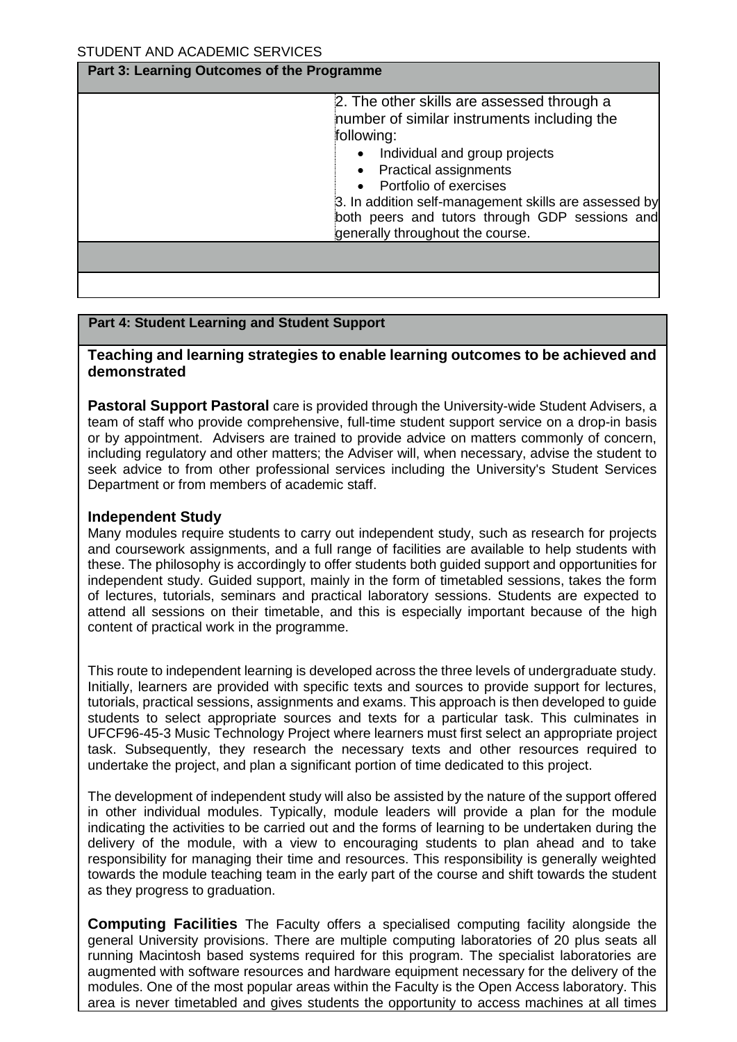## Part 3: Learning Outcomes of the Programme

| | |
|---|---|
| | 2. The other skills are assessed through a number of similar instruments including the following:<br>• Individual and group projects<br>• Practical assignments<br>• Portfolio of exercises<br>3. In addition self-management skills are assessed by both peers and tutors through GDP sessions and generally throughout the course. |

## Part 4: Student Learning and Student Support

**Teaching and learning strategies to enable learning outcomes to be achieved and demonstrated**

**Pastoral Support Pastoral** care is provided through the University-wide Student Advisers, a team of staff who provide comprehensive, full-time student support service on a drop-in basis or by appointment. Advisers are trained to provide advice on matters commonly of concern, including regulatory and other matters; the Adviser will, when necessary, advise the student to seek advice to from other professional services including the University's Student Services Department or from members of academic staff.

### Independent Study

Many modules require students to carry out independent study, such as research for projects and coursework assignments, and a full range of facilities are available to help students with these. The philosophy is accordingly to offer students both guided support and opportunities for independent study. Guided support, mainly in the form of timetabled sessions, takes the form of lectures, tutorials, seminars and practical laboratory sessions. Students are expected to attend all sessions on their timetable, and this is especially important because of the high content of practical work in the programme.

This route to independent learning is developed across the three levels of undergraduate study. Initially, learners are provided with specific texts and sources to provide support for lectures, tutorials, practical sessions, assignments and exams. This approach is then developed to guide students to select appropriate sources and texts for a particular task. This culminates in UFCF96-45-3 Music Technology Project where learners must first select an appropriate project task. Subsequently, they research the necessary texts and other resources required to undertake the project, and plan a significant portion of time dedicated to this project.

The development of independent study will also be assisted by the nature of the support offered in other individual modules. Typically, module leaders will provide a plan for the module indicating the activities to be carried out and the forms of learning to be undertaken during the delivery of the module, with a view to encouraging students to plan ahead and to take responsibility for managing their time and resources. This responsibility is generally weighted towards the module teaching team in the early part of the course and shift towards the student as they progress to graduation.

**Computing Facilities** The Faculty offers a specialised computing facility alongside the general University provisions. There are multiple computing laboratories of 20 plus seats all running Macintosh based systems required for this program. The specialist laboratories are augmented with software resources and hardware equipment necessary for the delivery of the modules. One of the most popular areas within the Faculty is the Open Access laboratory. This area is never timetabled and gives students the opportunity to access machines at all times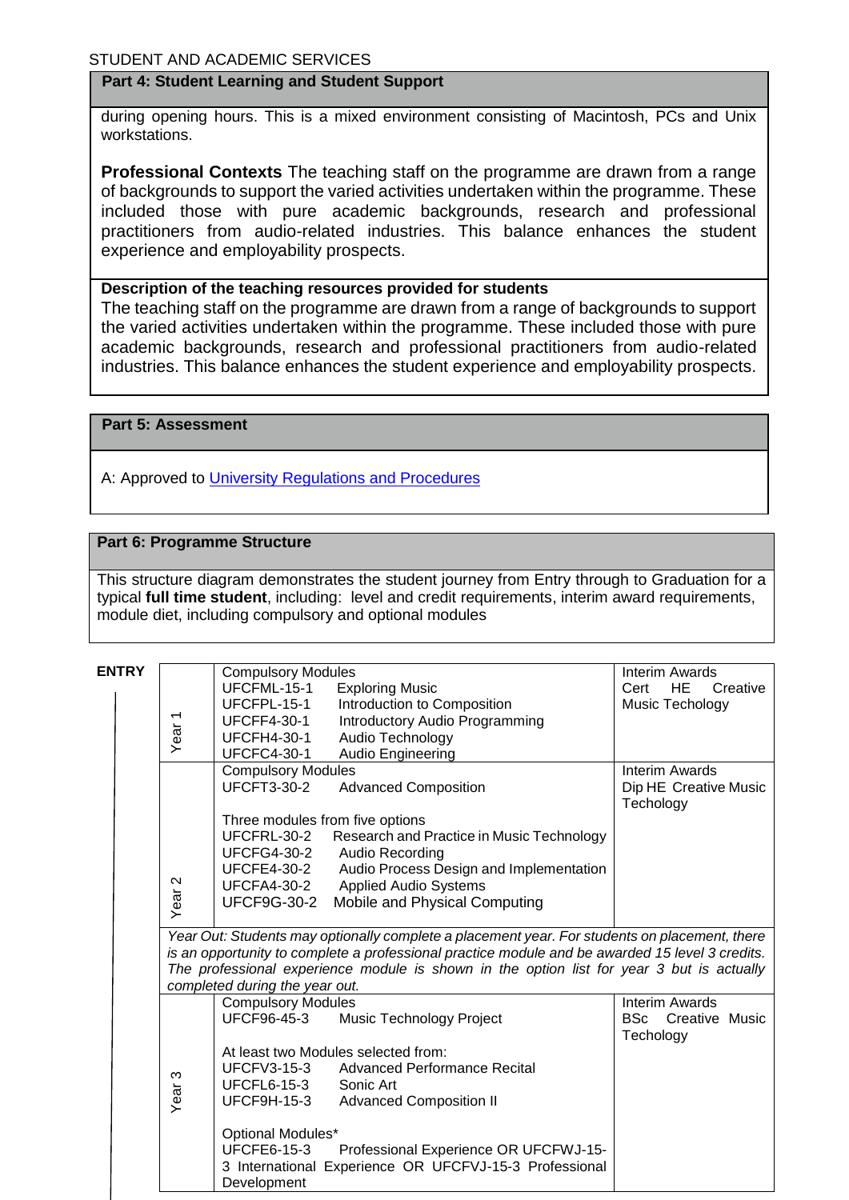STUDENT AND ACADEMIC SERVICES

**Part 4: Student Learning and Student Support**

during opening hours. This is a mixed environment consisting of Macintosh, PCs and Unix workstations.

**Professional Contexts** The teaching staff on the programme are drawn from a range of backgrounds to support the varied activities undertaken within the programme. These included those with pure academic backgrounds, research and professional practitioners from audio-related industries. This balance enhances the student experience and employability prospects.

**Description of the teaching resources provided for students**
The teaching staff on the programme are drawn from a range of backgrounds to support the varied activities undertaken within the programme. These included those with pure academic backgrounds, research and professional practitioners from audio-related industries. This balance enhances the student experience and employability prospects.

**Part 5: Assessment**

A: Approved to University Regulations and Procedures

**Part 6: Programme Structure**

This structure diagram demonstrates the student journey from Entry through to Graduation for a typical **full time student**, including: level and credit requirements, interim award requirements, module diet, including compulsory and optional modules

**ENTRY**

| | Modules | Interim Awards |
|---|---|---|
| Year 1 | Compulsory Modules<br>UFCFML-15-1 Exploring Music<br>UFCFPL-15-1 Introduction to Composition<br>UFCFF4-30-1 Introductory Audio Programming<br>UFCFH4-30-1 Audio Technology<br>UFCFC4-30-1 Audio Engineering | Interim Awards<br>Cert HE Creative Music Techology |
| Year 2 | Compulsory Modules<br>UFCFT3-30-2 Advanced Composition<br><br>Three modules from five options<br>UFCFRL-30-2 Research and Practice in Music Technology<br>UFCFG4-30-2 Audio Recording<br>UFCFE4-30-2 Audio Process Design and Implementation<br>UFCFA4-30-2 Applied Audio Systems<br>UFCF9G-30-2 Mobile and Physical Computing | Interim Awards<br>Dip HE Creative Music Techology |
| *Year Out: Students may optionally complete a placement year. For students on placement, there is an opportunity to complete a professional practice module and be awarded 15 level 3 credits. The professional experience module is shown in the option list for year 3 but is actually completed during the year out.* | | |
| Year 3 | Compulsory Modules<br>UFCF96-45-3 Music Technology Project<br><br>At least two Modules selected from:<br>UFCFV3-15-3 Advanced Performance Recital<br>UFCFL6-15-3 Sonic Art<br>UFCF9H-15-3 Advanced Composition II<br><br>Optional Modules*<br>UFCFE6-15-3 Professional Experience OR UFCFWJ-15-3 International Experience OR UFCFVJ-15-3 Professional Development | Interim Awards<br>BSc Creative Music Techology |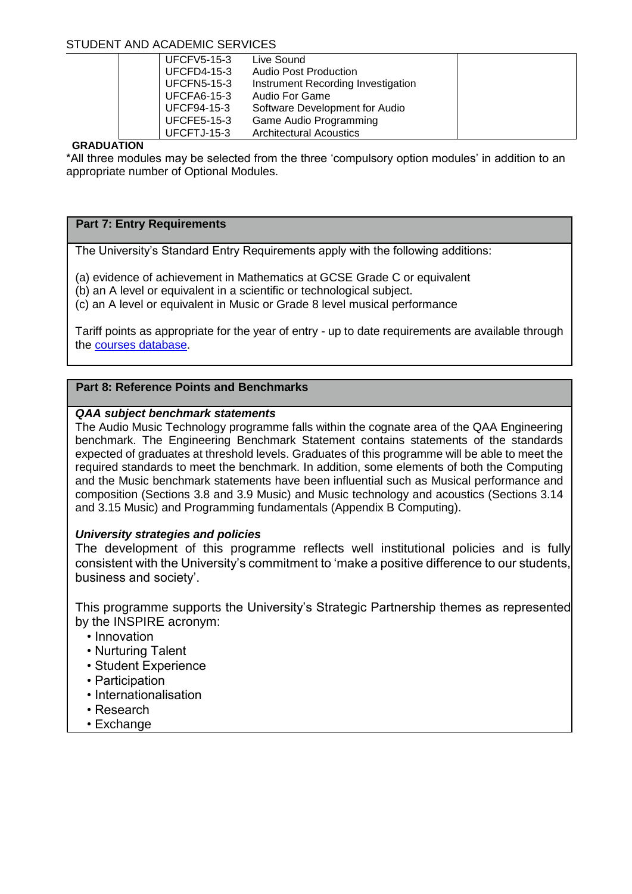| | | | |
|---|---|---|---|
| | UFCFV5-15-3 | Live Sound | |
| | UFCFD4-15-3 | Audio Post Production | |
| | UFCFN5-15-3 | Instrument Recording Investigation | |
| | UFCFA6-15-3 | Audio For Game | |
| | UFCF94-15-3 | Software Development for Audio | |
| | UFCFE5-15-3 | Game Audio Programming | |
| | UFCFTJ-15-3 | Architectural Acoustics | |

**GRADUATION**

*All three modules may be selected from the three 'compulsory option modules' in addition to an appropriate number of Optional Modules.

## Part 7: Entry Requirements

The University's Standard Entry Requirements apply with the following additions:

(a) evidence of achievement in Mathematics at GCSE Grade C or equivalent
(b) an A level or equivalent in a scientific or technological subject.
(c) an A level or equivalent in Music or Grade 8 level musical performance

Tariff points as appropriate for the year of entry - up to date requirements are available through the courses database.

## Part 8: Reference Points and Benchmarks

***QAA subject benchmark statements***

The Audio Music Technology programme falls within the cognate area of the QAA Engineering benchmark. The Engineering Benchmark Statement contains statements of the standards expected of graduates at threshold levels. Graduates of this programme will be able to meet the required standards to meet the benchmark. In addition, some elements of both the Computing and the Music benchmark statements have been influential such as Musical performance and composition (Sections 3.8 and 3.9 Music) and Music technology and acoustics (Sections 3.14 and 3.15 Music) and Programming fundamentals (Appendix B Computing).

***University strategies and policies***

The development of this programme reflects well institutional policies and is fully consistent with the University's commitment to 'make a positive difference to our students, business and society'.

This programme supports the University's Strategic Partnership themes as represented by the INSPIRE acronym:

- Innovation
- Nurturing Talent
- Student Experience
- Participation
- Internationalisation
- Research
- Exchange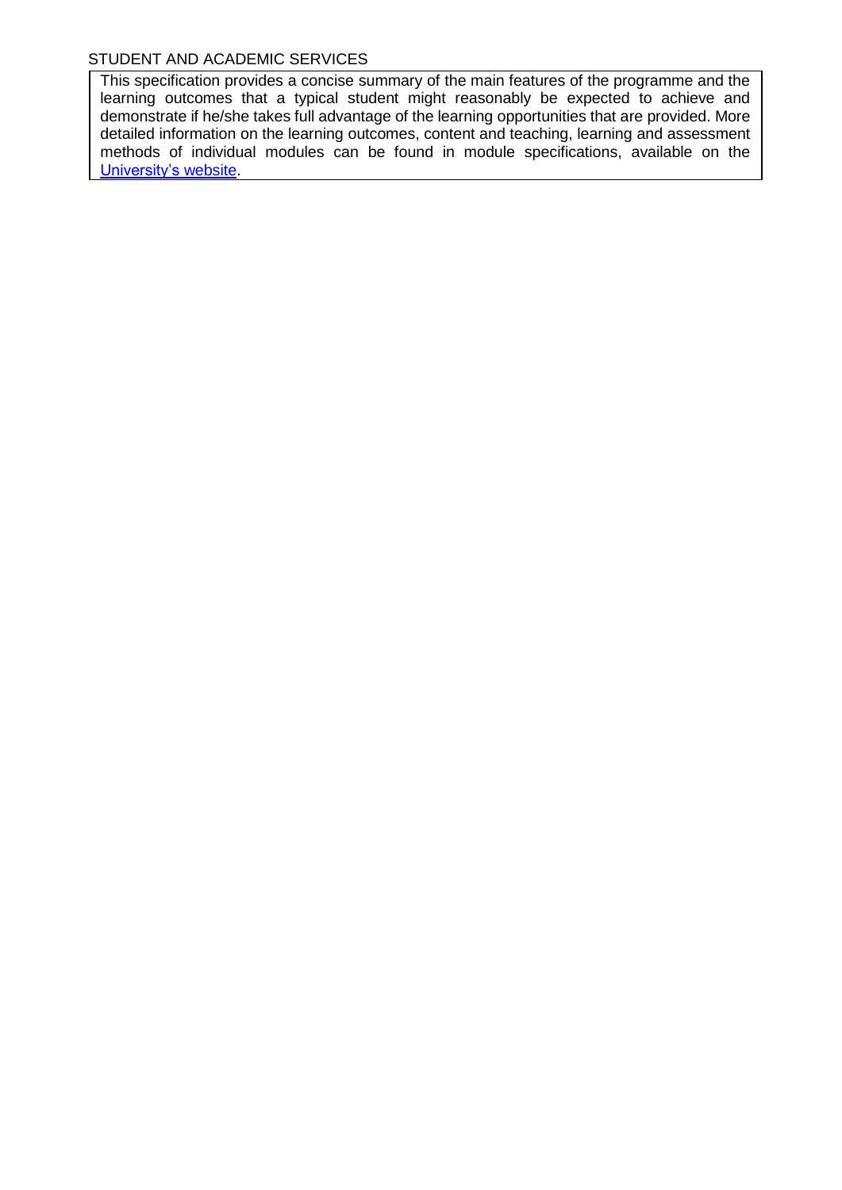STUDENT AND ACADEMIC SERVICES

This specification provides a concise summary of the main features of the programme and the learning outcomes that a typical student might reasonably be expected to achieve and demonstrate if he/she takes full advantage of the learning opportunities that are provided. More detailed information on the learning outcomes, content and teaching, learning and assessment methods of individual modules can be found in module specifications, available on the University's website.